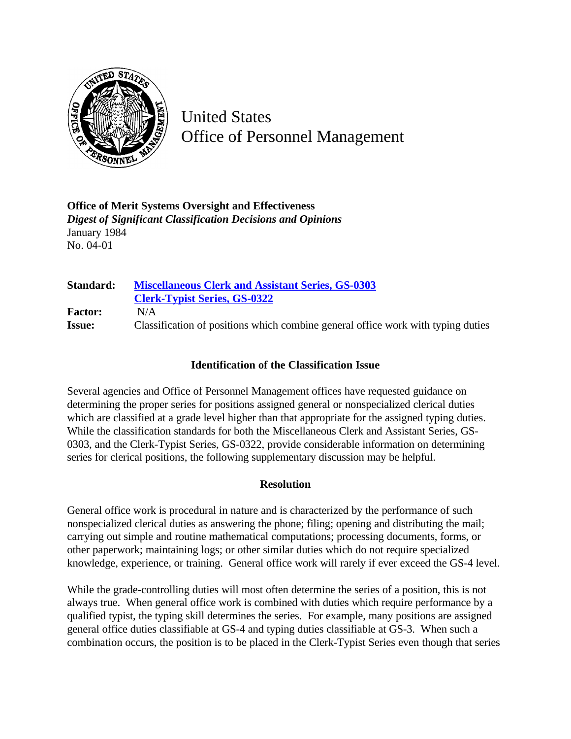United States
Office of Personnel Management

**Office of Merit Systems Oversight and Effectiveness**
***Digest of Significant Classification Decisions and Opinions***
January 1984
No. 04-01

| | |
|---|---|
| **Standard:** | **Miscellaneous Clerk and Assistant Series, GS-0303** **Clerk-Typist Series, GS-0322** |
| **Factor:** | N/A |
| **Issue:** | Classification of positions which combine general office work with typing duties |

### Identification of the Classification Issue

Several agencies and Office of Personnel Management offices have requested guidance on determining the proper series for positions assigned general or nonspecialized clerical duties which are classified at a grade level higher than that appropriate for the assigned typing duties. While the classification standards for both the Miscellaneous Clerk and Assistant Series, GS-0303, and the Clerk-Typist Series, GS-0322, provide considerable information on determining series for clerical positions, the following supplementary discussion may be helpful.

### Resolution

General office work is procedural in nature and is characterized by the performance of such nonspecialized clerical duties as answering the phone; filing; opening and distributing the mail; carrying out simple and routine mathematical computations; processing documents, forms, or other paperwork; maintaining logs; or other similar duties which do not require specialized knowledge, experience, or training. General office work will rarely if ever exceed the GS-4 level.

While the grade-controlling duties will most often determine the series of a position, this is not always true. When general office work is combined with duties which require performance by a qualified typist, the typing skill determines the series. For example, many positions are assigned general office duties classifiable at GS-4 and typing duties classifiable at GS-3. When such a combination occurs, the position is to be placed in the Clerk-Typist Series even though that series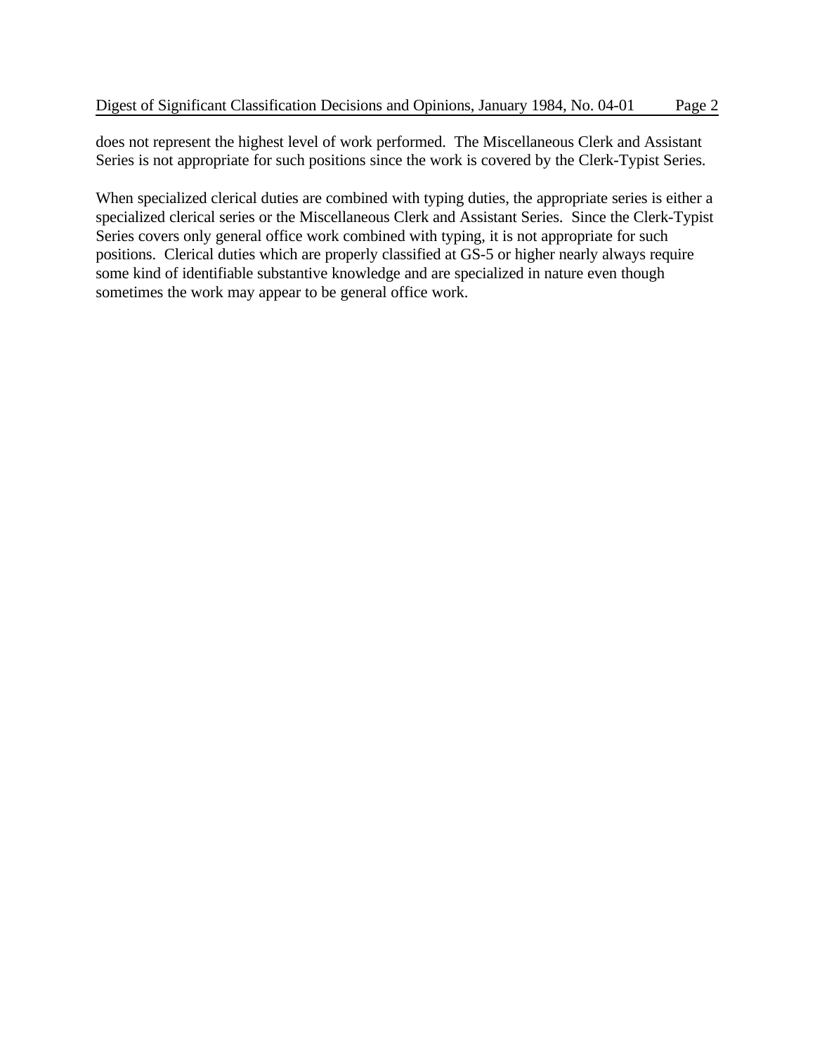does not represent the highest level of work performed.  The Miscellaneous Clerk and Assistant Series is not appropriate for such positions since the work is covered by the Clerk-Typist Series.

When specialized clerical duties are combined with typing duties, the appropriate series is either a specialized clerical series or the Miscellaneous Clerk and Assistant Series.  Since the Clerk-Typist Series covers only general office work combined with typing, it is not appropriate for such positions.  Clerical duties which are properly classified at GS-5 or higher nearly always require some kind of identifiable substantive knowledge and are specialized in nature even though sometimes the work may appear to be general office work.